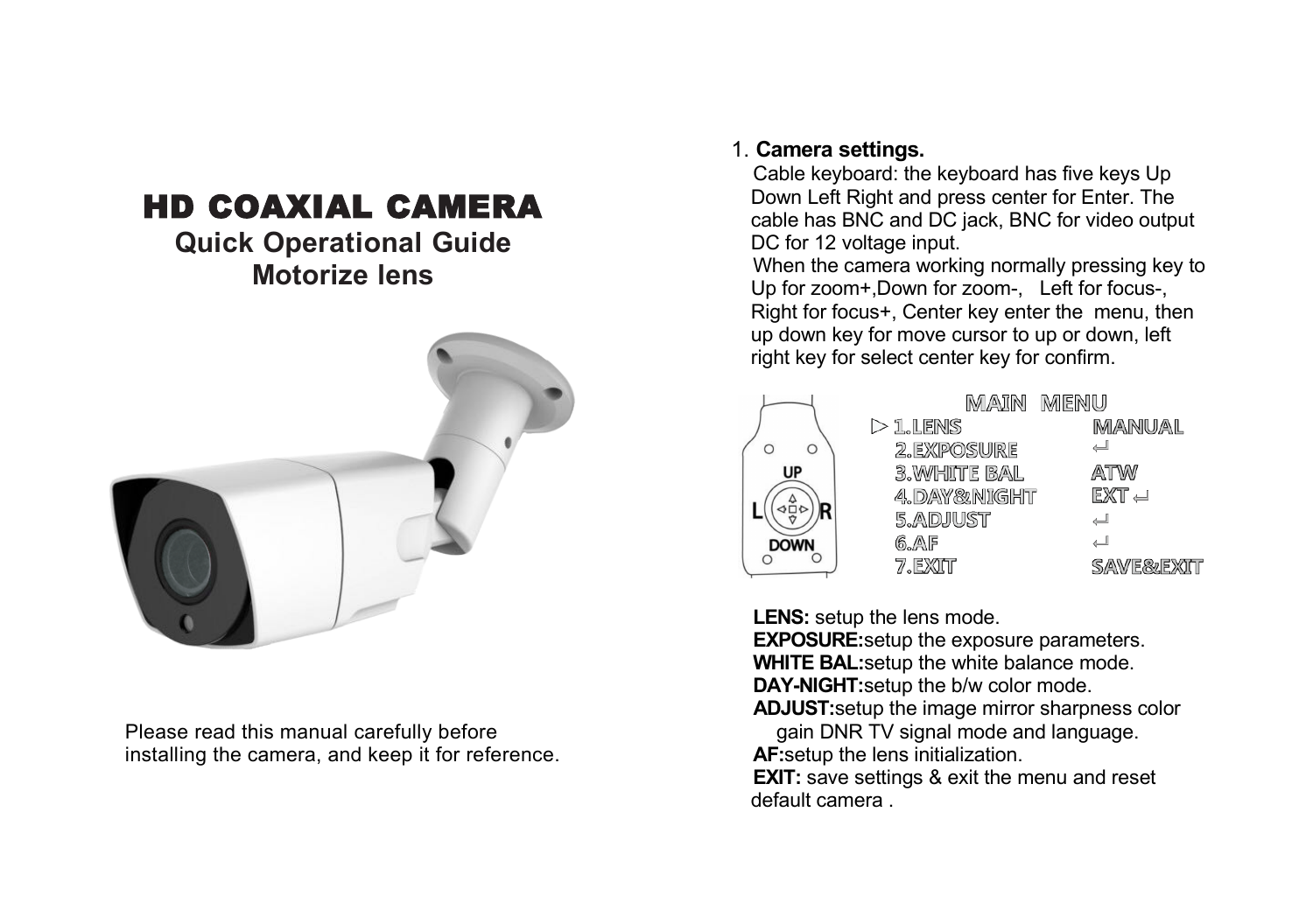# HD COAXIAL CAMERA

## Quick Operational Guide
## Motorize lens

Please read this manual carefully before installing the camera, and keep it for reference.

1. **Camera settings.**

Cable keyboard: the keyboard has five keys Up Down Left Right and press center for Enter. The cable has BNC and DC jack, BNC for video output DC for 12 voltage input.

When the camera working normally pressing key to Up for zoom+,Down for zoom-, Left for focus-, Right for focus+, Center key enter the menu, then up down key for move cursor to up or down, left right key for select center key for confirm.

MAIN MENU

| | |
|---|---|
| ▷ 1.LENS | MANUAL |
| 2.EXPOSURE | ↵ |
| 3.WHITE BAL | ATW |
| 4.DAY&NIGHT | EXT ↵ |
| 5.ADJUST | ↵ |
| 6.AF | ↵ |
| 7.EXIT | SAVE&EXIT |

**LENS:** setup the lens mode.
**EXPOSURE:**setup the exposure parameters.
**WHITE BAL:**setup the white balance mode.
**DAY-NIGHT:**setup the b/w color mode.
**ADJUST:**setup the image mirror sharpness color gain DNR TV signal mode and language.
**AF:**setup the lens initialization.
**EXIT:** save settings & exit the menu and reset default camera .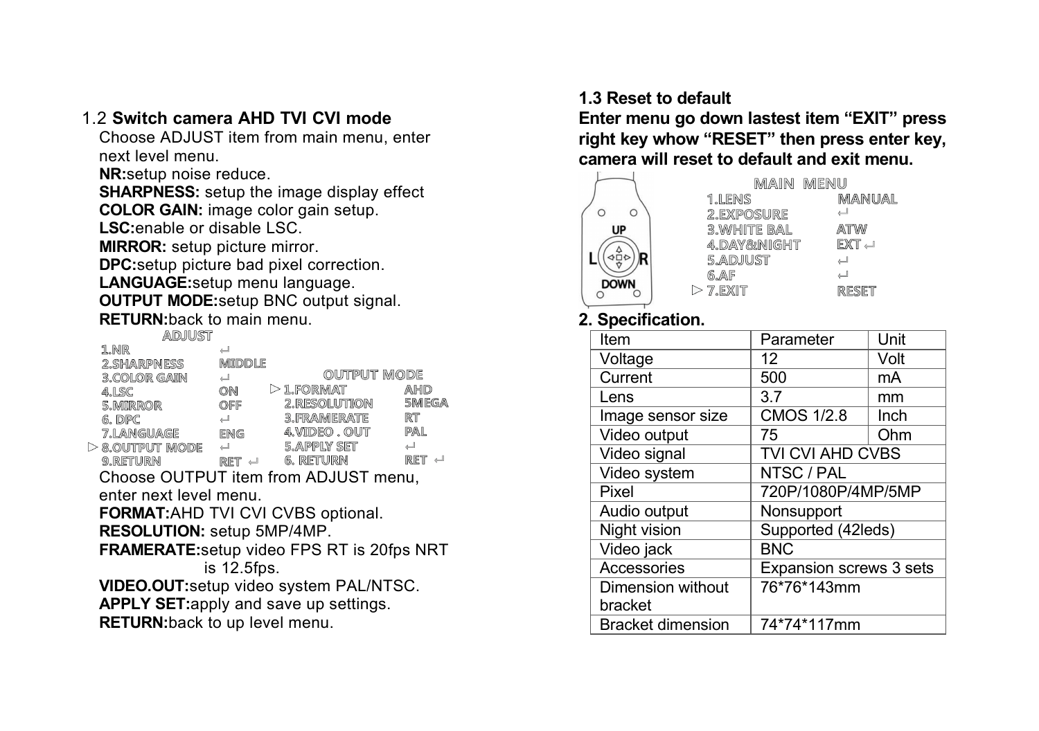### 1.2 **Switch camera AHD TVI CVI mode**

Choose ADJUST item from main menu, enter next level menu.

**NR:**setup noise reduce.
**SHARPNESS:** setup the image display effect
**COLOR GAIN:** image color gain setup.
**LSC:**enable or disable LSC.
**MIRROR:** setup picture mirror.
**DPC:**setup picture bad pixel correction.
**LANGUAGE:**setup menu language.
**OUTPUT MODE:**setup BNC output signal.
**RETURN:**back to main menu.

ADJUST

1.NR ↵
2.SHARPNESS MIDDLE
3.COLOR GAIN ↵
4.LSC ON
5.MIRROR OFF
6. DPC ↵
7.LANGUAGE ENG
▷ 8.OUTPUT MODE ↵
9.RETURN RET ↵

OUTPUT MODE

▷ 1.FORMAT AHD
2.RESOLUTION 5MEGA
3.FRAMERATE RT
4.VIDEO . OUT PAL
5.APPLY SET ↵
6. RETURN RET ↵

Choose OUTPUT item from ADJUST menu, enter next level menu.

**FORMAT:**AHD TVI CVI CVBS optional.
**RESOLUTION:** setup 5MP/4MP.
**FRAMERATE:**setup video FPS RT is 20fps NRT is 12.5fps.
**VIDEO.OUT:**setup video system PAL/NTSC.
**APPLY SET:**apply and save up settings.
**RETURN:**back to up level menu.

### 1.3 Reset to default

**Enter menu go down lastest item "EXIT" press right key whow "RESET" then press enter key, camera will reset to default and exit menu.**

UP
L R
DOWN

MAIN MENU

1.LENS MANUAL
2.EXPOSURE ↵
3.WHITE BAL ATW
4.DAY&NIGHT EXT ↵
5.ADJUST ↵
6.AF ↵
▷ 7.EXIT RESET

## 2. Specification.

| Item | Parameter | Unit |
|---|---|---|
| Voltage | 12 | Volt |
| Current | 500 | mA |
| Lens | 3.7 | mm |
| Image sensor size | CMOS 1/2.8 | Inch |
| Video output | 75 | Ohm |
| Video signal | TVI CVI AHD CVBS | |
| Video system | NTSC / PAL | |
| Pixel | 720P/1080P/4MP/5MP | |
| Audio output | Nonsupport | |
| Night vision | Supported (42leds) | |
| Video jack | BNC | |
| Accessories | Expansion screws 3 sets | |
| Dimension without bracket | 76*76*143mm | |
| Bracket dimension | 74*74*117mm | |